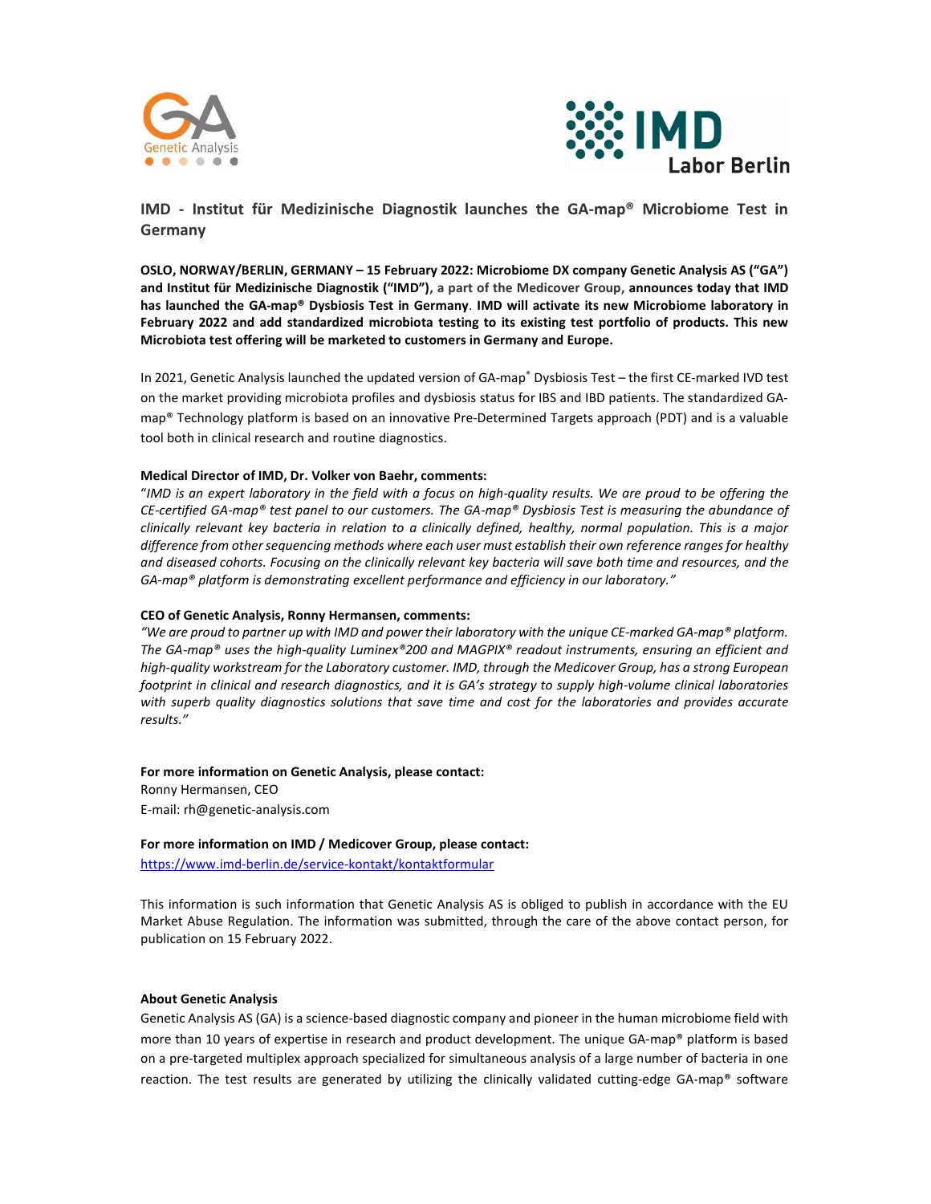# IMD - Institut für Medizinische Diagnostik launches the GA-map® Microbiome Test in Germany

**OSLO, NORWAY/BERLIN, GERMANY – 15 February 2022: Microbiome DX company Genetic Analysis AS ("GA") and Institut für Medizinische Diagnostik ("IMD"), a part of the Medicover Group, announces today that IMD has launched the GA-map® Dysbiosis Test in Germany. IMD will activate its new Microbiome laboratory in February 2022 and add standardized microbiota testing to its existing test portfolio of products. This new Microbiota test offering will be marketed to customers in Germany and Europe.**

In 2021, Genetic Analysis launched the updated version of GA-map® Dysbiosis Test – the first CE-marked IVD test on the market providing microbiota profiles and dysbiosis status for IBS and IBD patients. The standardized GA-map® Technology platform is based on an innovative Pre-Determined Targets approach (PDT) and is a valuable tool both in clinical research and routine diagnostics.

**Medical Director of IMD, Dr. Volker von Baehr, comments:**

"*IMD is an expert laboratory in the field with a focus on high-quality results. We are proud to be offering the CE-certified GA-map® test panel to our customers. The GA-map® Dysbiosis Test is measuring the abundance of clinically relevant key bacteria in relation to a clinically defined, healthy, normal population. This is a major difference from other sequencing methods where each user must establish their own reference ranges for healthy and diseased cohorts. Focusing on the clinically relevant key bacteria will save both time and resources, and the GA-map® platform is demonstrating excellent performance and efficiency in our laboratory.*"

**CEO of Genetic Analysis, Ronny Hermansen, comments:**

*"We are proud to partner up with IMD and power their laboratory with the unique CE-marked GA-map® platform. The GA-map® uses the high-quality Luminex®200 and MAGPIX® readout instruments, ensuring an efficient and high-quality workstream for the Laboratory customer. IMD, through the Medicover Group, has a strong European footprint in clinical and research diagnostics, and it is GA's strategy to supply high-volume clinical laboratories with superb quality diagnostics solutions that save time and cost for the laboratories and provides accurate results."*

**For more information on Genetic Analysis, please contact:**

Ronny Hermansen, CEO

E-mail: rh@genetic-analysis.com

**For more information on IMD / Medicover Group, please contact:**

https://www.imd-berlin.de/service-kontakt/kontaktformular

This information is such information that Genetic Analysis AS is obliged to publish in accordance with the EU Market Abuse Regulation. The information was submitted, through the care of the above contact person, for publication on 15 February 2022.

**About Genetic Analysis**

Genetic Analysis AS (GA) is a science-based diagnostic company and pioneer in the human microbiome field with more than 10 years of expertise in research and product development. The unique GA-map® platform is based on a pre-targeted multiplex approach specialized for simultaneous analysis of a large number of bacteria in one reaction. The test results are generated by utilizing the clinically validated cutting-edge GA-map® software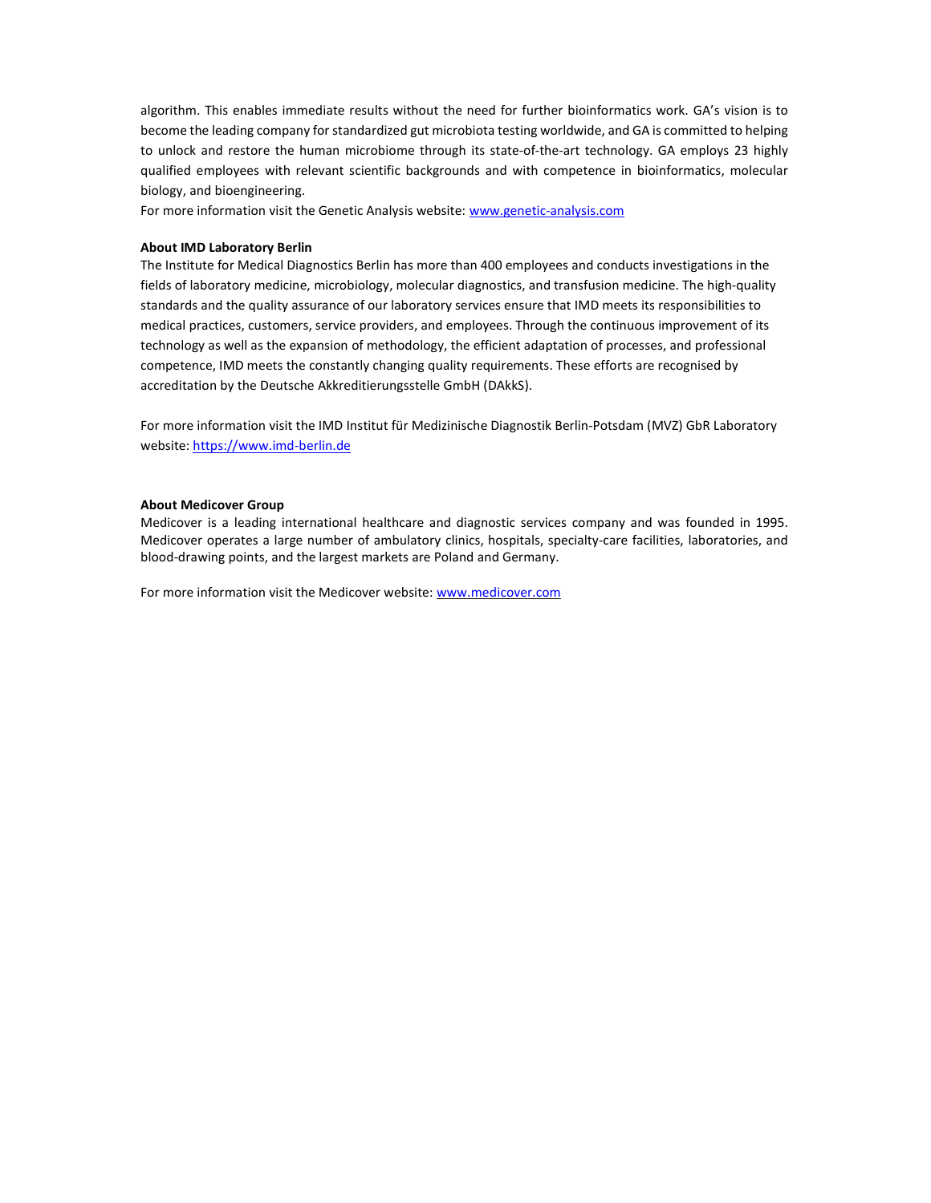algorithm. This enables immediate results without the need for further bioinformatics work. GA's vision is to become the leading company for standardized gut microbiota testing worldwide, and GA is committed to helping to unlock and restore the human microbiome through its state-of-the-art technology. GA employs 23 highly qualified employees with relevant scientific backgrounds and with competence in bioinformatics, molecular biology, and bioengineering.
For more information visit the Genetic Analysis website: www.genetic-analysis.com

**About IMD Laboratory Berlin**
The Institute for Medical Diagnostics Berlin has more than 400 employees and conducts investigations in the fields of laboratory medicine, microbiology, molecular diagnostics, and transfusion medicine. The high-quality standards and the quality assurance of our laboratory services ensure that IMD meets its responsibilities to medical practices, customers, service providers, and employees. Through the continuous improvement of its technology as well as the expansion of methodology, the efficient adaptation of processes, and professional competence, IMD meets the constantly changing quality requirements. These efforts are recognised by accreditation by the Deutsche Akkreditierungsstelle GmbH (DAkkS).

For more information visit the IMD Institut für Medizinische Diagnostik Berlin-Potsdam (MVZ) GbR Laboratory website: https://www.imd-berlin.de

**About Medicover Group**
Medicover is a leading international healthcare and diagnostic services company and was founded in 1995. Medicover operates a large number of ambulatory clinics, hospitals, specialty-care facilities, laboratories, and blood-drawing points, and the largest markets are Poland and Germany.

For more information visit the Medicover website: www.medicover.com